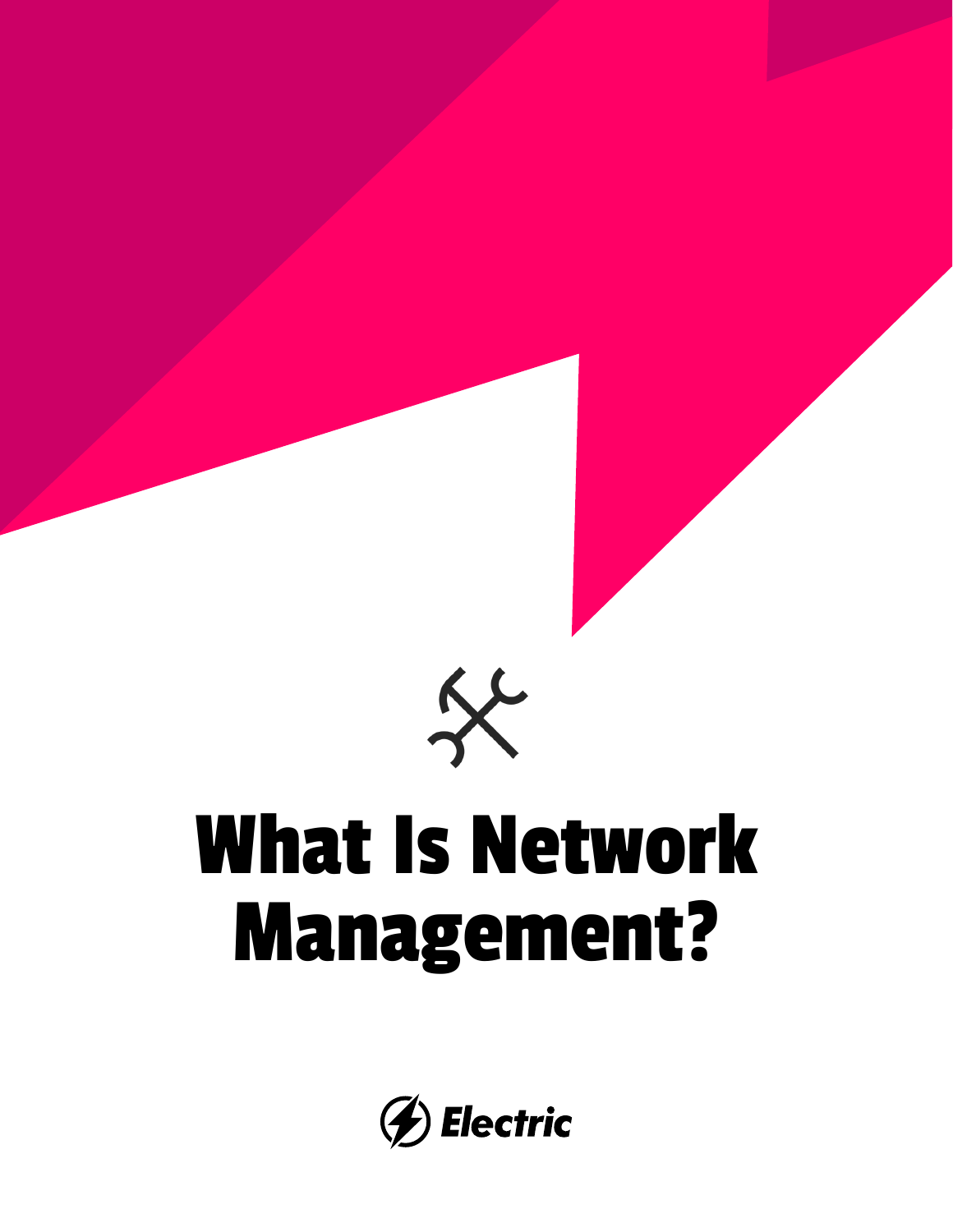# What Is Network Management?

Electric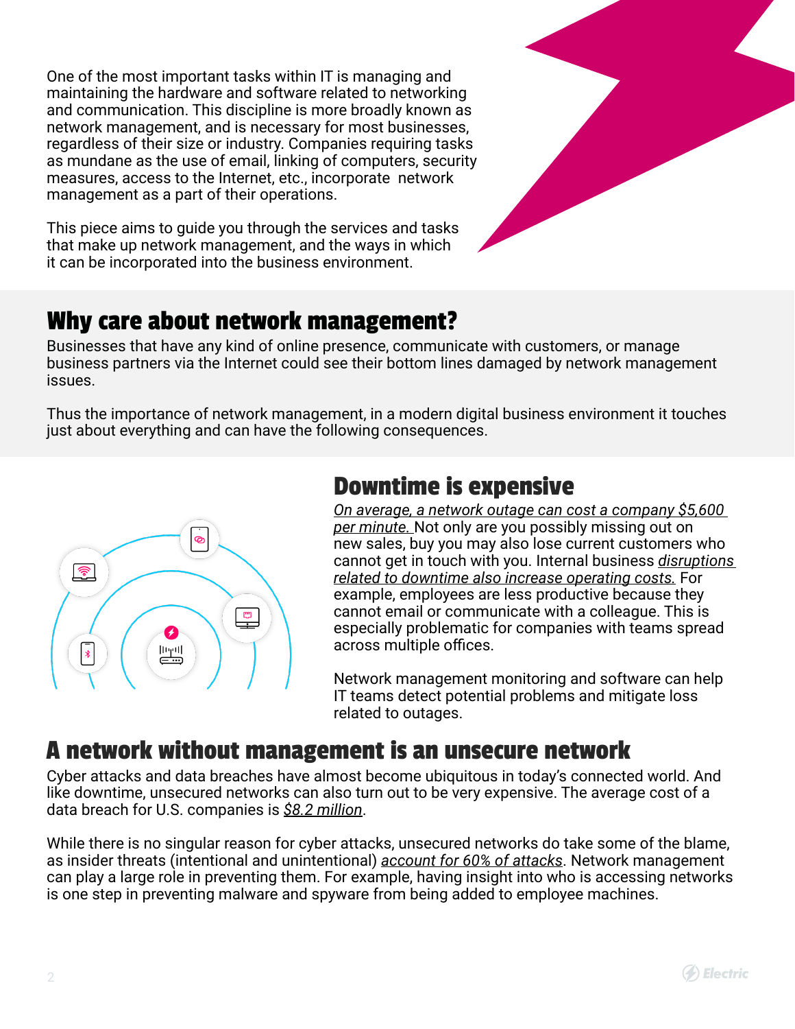One of the most important tasks within IT is managing and maintaining the hardware and software related to networking and communication. This discipline is more broadly known as network management, and is necessary for most businesses, regardless of their size or industry. Companies requiring tasks as mundane as the use of email, linking of computers, security measures, access to the Internet, etc., incorporate network management as a part of their operations.

This piece aims to guide you through the services and tasks that make up network management, and the ways in which it can be incorporated into the business environment.

## Why care about network management?

Businesses that have any kind of online presence, communicate with customers, or manage business partners via the Internet could see their bottom lines damaged by network management issues.

Thus the importance of network management, in a modern digital business environment it touches just about everything and can have the following consequences.

## Downtime is expensive

*On average, a network outage can cost a company $5,600 per minute.* Not only are you possibly missing out on new sales, buy you may also lose current customers who cannot get in touch with you. Internal business *disruptions related to downtime also increase operating costs.* For example, employees are less productive because they cannot email or communicate with a colleague. This is especially problematic for companies with teams spread across multiple offices.

Network management monitoring and software can help IT teams detect potential problems and mitigate loss related to outages.

## A network without management is an unsecure network

Cyber attacks and data breaches have almost become ubiquitous in today's connected world. And like downtime, unsecured networks can also turn out to be very expensive. The average cost of a data breach for U.S. companies is *$8.2 million*.

While there is no singular reason for cyber attacks, unsecured networks do take some of the blame, as insider threats (intentional and unintentional) *account for 60% of attacks*. Network management can play a large role in preventing them. For example, having insight into who is accessing networks is one step in preventing malware and spyware from being added to employee machines.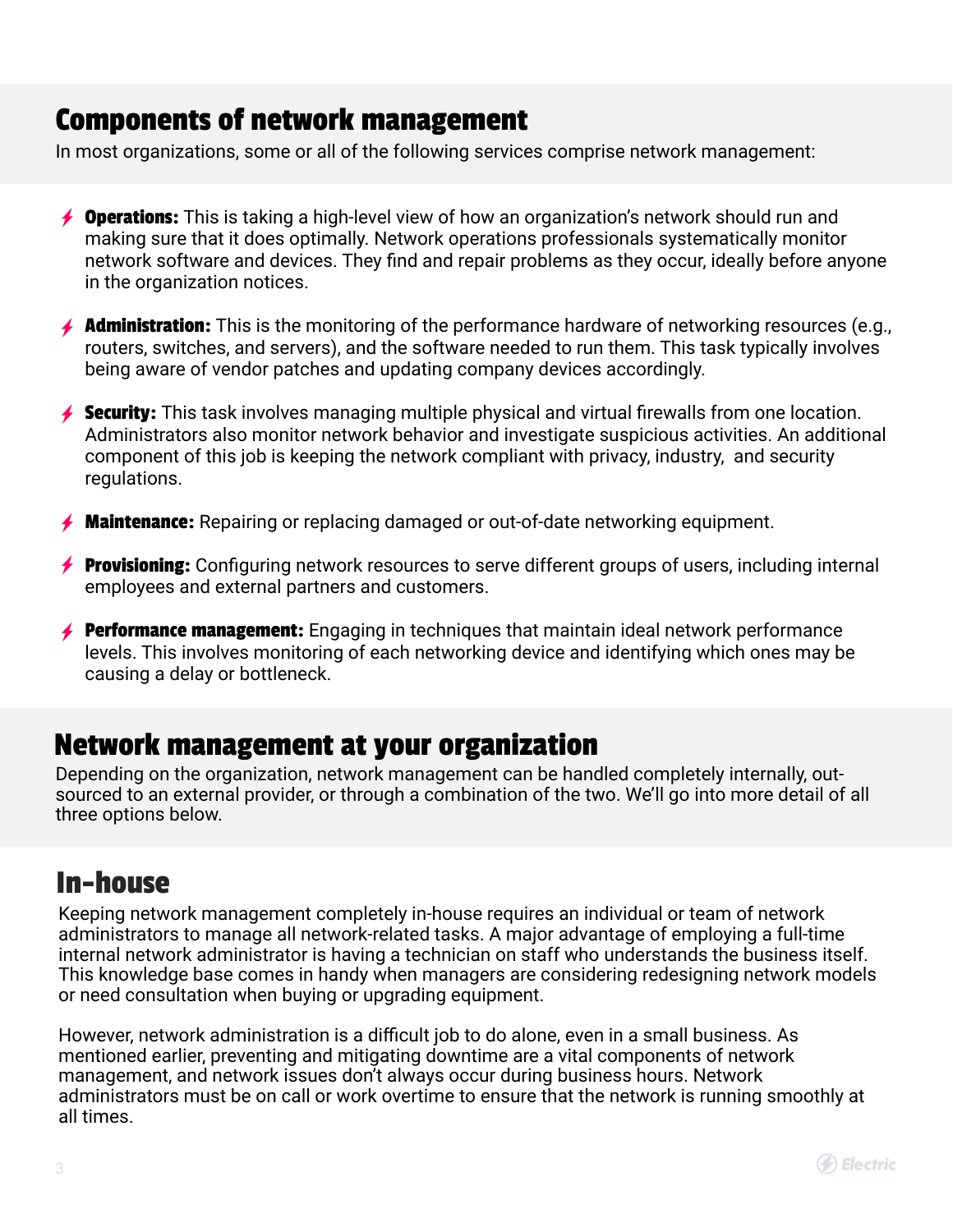## Components of network management

In most organizations, some or all of the following services comprise network management:

- **Operations:** This is taking a high-level view of how an organization's network should run and making sure that it does optimally. Network operations professionals systematically monitor network software and devices. They find and repair problems as they occur, ideally before anyone in the organization notices.
- **Administration:** This is the monitoring of the performance hardware of networking resources (e.g., routers, switches, and servers), and the software needed to run them. This task typically involves being aware of vendor patches and updating company devices accordingly.
- **Security:** This task involves managing multiple physical and virtual firewalls from one location. Administrators also monitor network behavior and investigate suspicious activities. An additional component of this job is keeping the network compliant with privacy, industry, and security regulations.
- **Maintenance:** Repairing or replacing damaged or out-of-date networking equipment.
- **Provisioning:** Configuring network resources to serve different groups of users, including internal employees and external partners and customers.
- **Performance management:** Engaging in techniques that maintain ideal network performance levels. This involves monitoring of each networking device and identifying which ones may be causing a delay or bottleneck.

## Network management at your organization

Depending on the organization, network management can be handled completely internally, out-sourced to an external provider, or through a combination of the two. We'll go into more detail of all three options below.

## In-house

Keeping network management completely in-house requires an individual or team of network administrators to manage all network-related tasks. A major advantage of employing a full-time internal network administrator is having a technician on staff who understands the business itself. This knowledge base comes in handy when managers are considering redesigning network models or need consultation when buying or upgrading equipment.

However, network administration is a difficult job to do alone, even in a small business. As mentioned earlier, preventing and mitigating downtime are a vital components of network management, and network issues don't always occur during business hours. Network administrators must be on call or work overtime to ensure that the network is running smoothly at all times.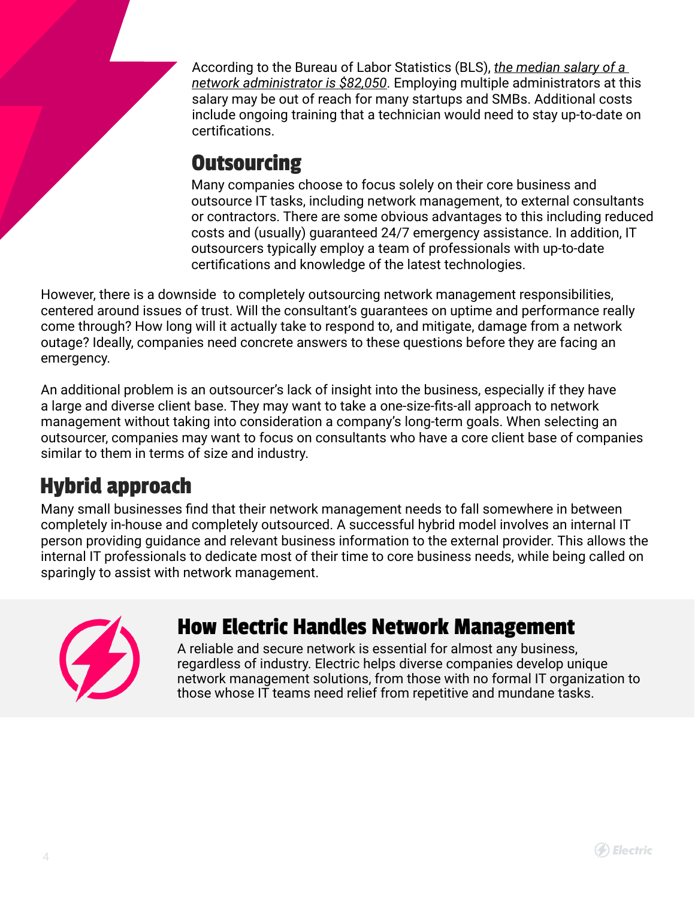According to the Bureau of Labor Statistics (BLS), *the median salary of a network administrator is $82,050*. Employing multiple administrators at this salary may be out of reach for many startups and SMBs. Additional costs include ongoing training that a technician would need to stay up-to-date on certifications.

## Outsourcing

Many companies choose to focus solely on their core business and outsource IT tasks, including network management, to external consultants or contractors. There are some obvious advantages to this including reduced costs and (usually) guaranteed 24/7 emergency assistance. In addition, IT outsourcers typically employ a team of professionals with up-to-date certifications and knowledge of the latest technologies.

However, there is a downside to completely outsourcing network management responsibilities, centered around issues of trust. Will the consultant's guarantees on uptime and performance really come through? How long will it actually take to respond to, and mitigate, damage from a network outage? Ideally, companies need concrete answers to these questions before they are facing an emergency.

An additional problem is an outsourcer's lack of insight into the business, especially if they have a large and diverse client base. They may want to take a one-size-fits-all approach to network management without taking into consideration a company's long-term goals. When selecting an outsourcer, companies may want to focus on consultants who have a core client base of companies similar to them in terms of size and industry.

## Hybrid approach

Many small businesses find that their network management needs to fall somewhere in between completely in-house and completely outsourced. A successful hybrid model involves an internal IT person providing guidance and relevant business information to the external provider. This allows the internal IT professionals to dedicate most of their time to core business needs, while being called on sparingly to assist with network management.

## How Electric Handles Network Management

A reliable and secure network is essential for almost any business, regardless of industry. Electric helps diverse companies develop unique network management solutions, from those with no formal IT organization to those whose IT teams need relief from repetitive and mundane tasks.